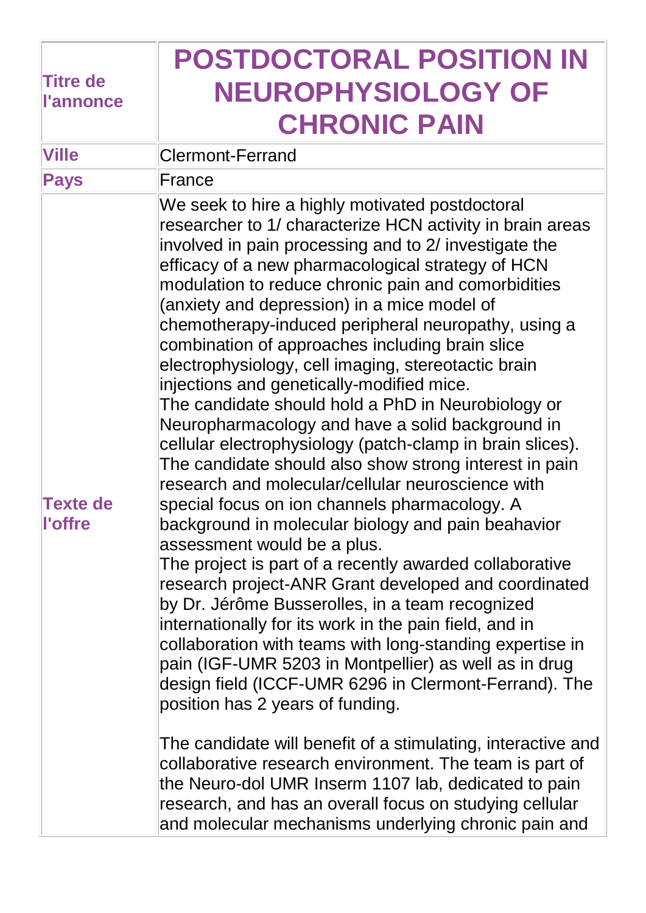| Titre de l'annonce | **POSTDOCTORAL POSITION IN NEUROPHYSIOLOGY OF CHRONIC PAIN** |
|---|---|
| **Ville** | Clermont-Ferrand |
| **Pays** | France |
| **Texte de l'offre** | We seek to hire a highly motivated postdoctoral researcher to 1/ characterize HCN activity in brain areas involved in pain processing and to 2/ investigate the efficacy of a new pharmacological strategy of HCN modulation to reduce chronic pain and comorbidities (anxiety and depression) in a mice model of chemotherapy-induced peripheral neuropathy, using a combination of approaches including brain slice electrophysiology, cell imaging, stereotactic brain injections and genetically-modified mice.<br>The candidate should hold a PhD in Neurobiology or Neuropharmacology and have a solid background in cellular electrophysiology (patch-clamp in brain slices). The candidate should also show strong interest in pain research and molecular/cellular neuroscience with special focus on ion channels pharmacology. A background in molecular biology and pain beahavior assessment would be a plus.<br>The project is part of a recently awarded collaborative research project-ANR Grant developed and coordinated by Dr. Jérôme Busserolles, in a team recognized internationally for its work in the pain field, and in collaboration with teams with long-standing expertise in pain (IGF-UMR 5203 in Montpellier) as well as in drug design field (ICCF-UMR 6296 in Clermont-Ferrand). The position has 2 years of funding.<br><br>The candidate will benefit of a stimulating, interactive and collaborative research environment. The team is part of the Neuro-dol UMR Inserm 1107 lab, dedicated to pain research, and has an overall focus on studying cellular and molecular mechanisms underlying chronic pain and |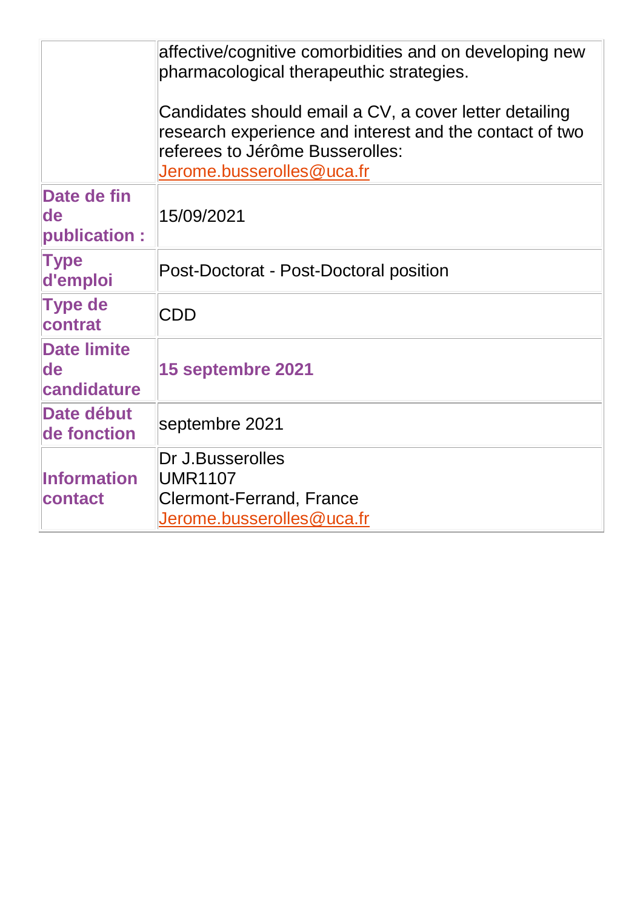| | |
|---|---|
| | affective/cognitive comorbidities and on developing new pharmacological therapeutic strategies.<br><br>Candidates should email a CV, a cover letter detailing research experience and interest and the contact of two referees to Jérôme Busserolles: Jerome.busserolles@uca.fr |
| **Date de fin de publication :** | 15/09/2021 |
| **Type d'emploi** | Post-Doctorat - Post-Doctoral position |
| **Type de contrat** | CDD |
| **Date limite de candidature** | **15 septembre 2021** |
| **Date début de fonction** | septembre 2021 |
| **Information contact** | Dr J.Busserolles<br>UMR1107<br>Clermont-Ferrand, France<br>Jerome.busserolles@uca.fr |